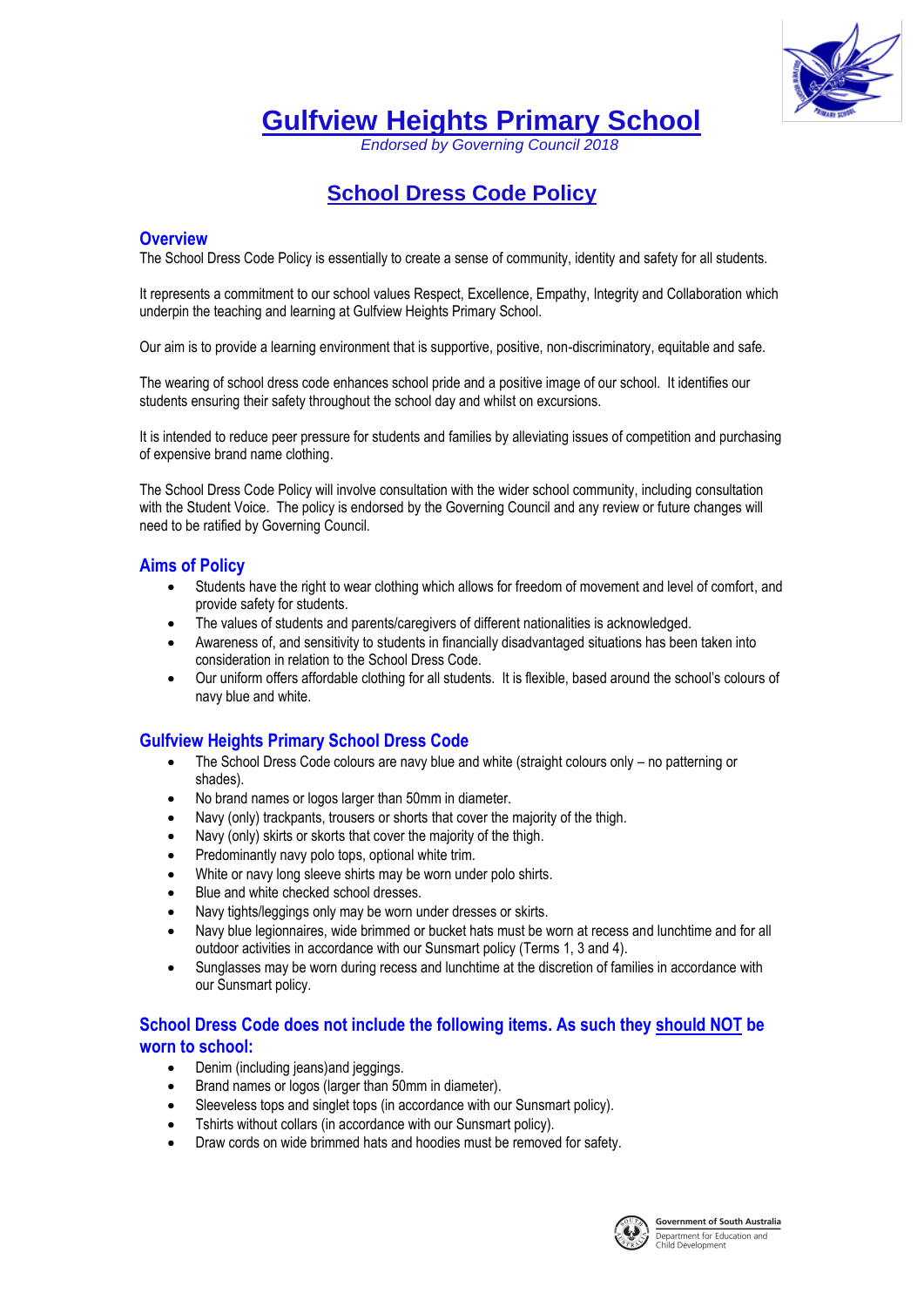# Gulfview Heights Primary School

*Endorsed by Governing Council 2018*

## School Dress Code Policy

### Overview

The School Dress Code Policy is essentially to create a sense of community, identity and safety for all students.

It represents a commitment to our school values Respect, Excellence, Empathy, Integrity and Collaboration which underpin the teaching and learning at Gulfview Heights Primary School.

Our aim is to provide a learning environment that is supportive, positive, non-discriminatory, equitable and safe.

The wearing of school dress code enhances school pride and a positive image of our school. It identifies our students ensuring their safety throughout the school day and whilst on excursions.

It is intended to reduce peer pressure for students and families by alleviating issues of competition and purchasing of expensive brand name clothing.

The School Dress Code Policy will involve consultation with the wider school community, including consultation with the Student Voice. The policy is endorsed by the Governing Council and any review or future changes will need to be ratified by Governing Council.

### Aims of Policy

- Students have the right to wear clothing which allows for freedom of movement and level of comfort, and provide safety for students.
- The values of students and parents/caregivers of different nationalities is acknowledged.
- Awareness of, and sensitivity to students in financially disadvantaged situations has been taken into consideration in relation to the School Dress Code.
- Our uniform offers affordable clothing for all students. It is flexible, based around the school's colours of navy blue and white.

### Gulfview Heights Primary School Dress Code

- The School Dress Code colours are navy blue and white (straight colours only – no patterning or shades).
- No brand names or logos larger than 50mm in diameter.
- Navy (only) trackpants, trousers or shorts that cover the majority of the thigh.
- Navy (only) skirts or skorts that cover the majority of the thigh.
- Predominantly navy polo tops, optional white trim.
- White or navy long sleeve shirts may be worn under polo shirts.
- Blue and white checked school dresses.
- Navy tights/leggings only may be worn under dresses or skirts.
- Navy blue legionnaires, wide brimmed or bucket hats must be worn at recess and lunchtime and for all outdoor activities in accordance with our Sunsmart policy (Terms 1, 3 and 4).
- Sunglasses may be worn during recess and lunchtime at the discretion of families in accordance with our Sunsmart policy.

### School Dress Code does not include the following items. As such they should NOT be worn to school:

- Denim (including jeans)and jeggings.
- Brand names or logos (larger than 50mm in diameter).
- Sleeveless tops and singlet tops (in accordance with our Sunsmart policy).
- Tshirts without collars (in accordance with our Sunsmart policy).
- Draw cords on wide brimmed hats and hoodies must be removed for safety.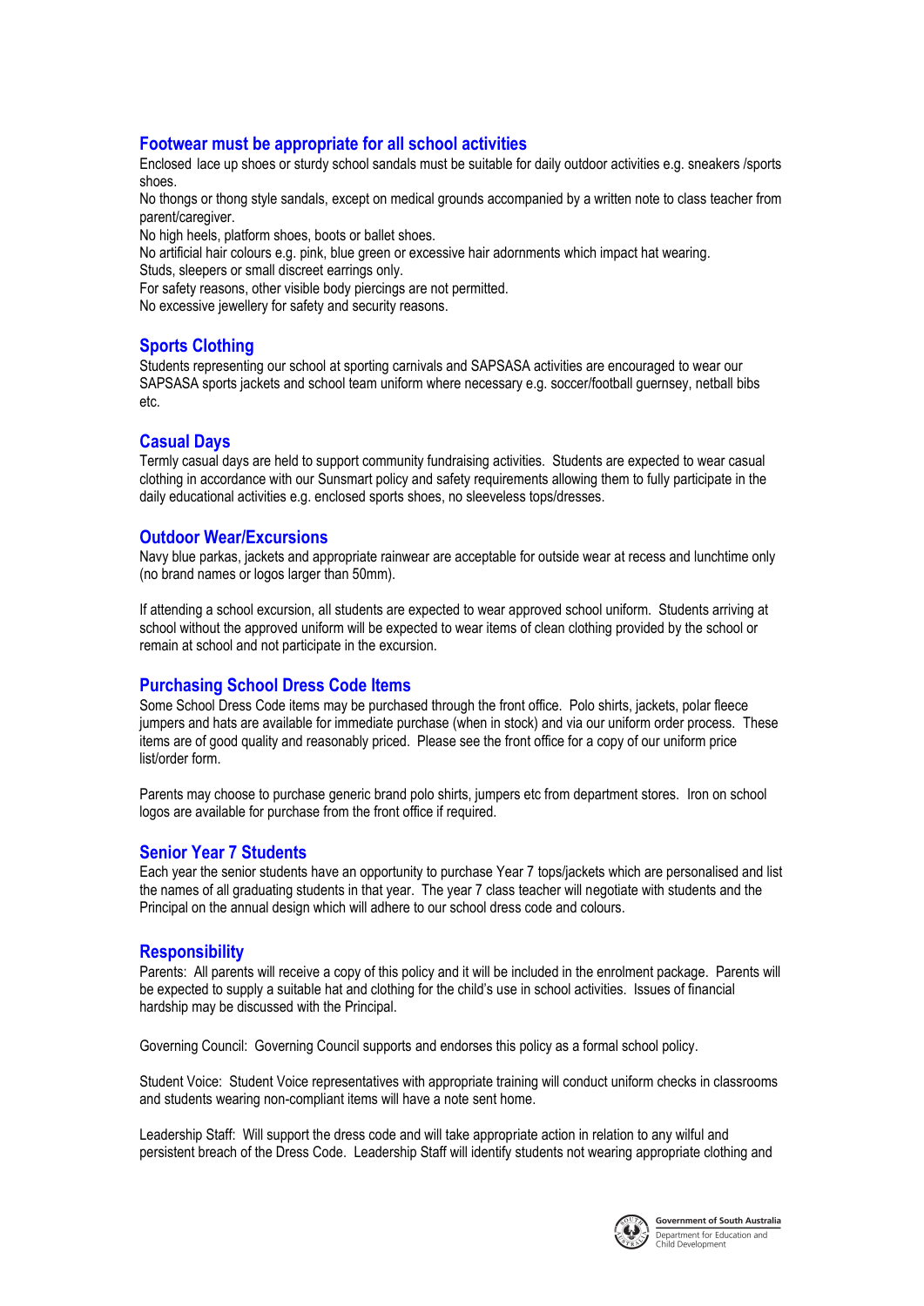## Footwear must be appropriate for all school activities

Enclosed lace up shoes or sturdy school sandals must be suitable for daily outdoor activities e.g. sneakers /sports shoes.

No thongs or thong style sandals, except on medical grounds accompanied by a written note to class teacher from parent/caregiver.

No high heels, platform shoes, boots or ballet shoes.

No artificial hair colours e.g. pink, blue green or excessive hair adornments which impact hat wearing.

Studs, sleepers or small discreet earrings only.

For safety reasons, other visible body piercings are not permitted.

No excessive jewellery for safety and security reasons.

## Sports Clothing

Students representing our school at sporting carnivals and SAPSASA activities are encouraged to wear our SAPSASA sports jackets and school team uniform where necessary e.g. soccer/football guernsey, netball bibs etc.

## Casual Days

Termly casual days are held to support community fundraising activities. Students are expected to wear casual clothing in accordance with our Sunsmart policy and safety requirements allowing them to fully participate in the daily educational activities e.g. enclosed sports shoes, no sleeveless tops/dresses.

## Outdoor Wear/Excursions

Navy blue parkas, jackets and appropriate rainwear are acceptable for outside wear at recess and lunchtime only (no brand names or logos larger than 50mm).

If attending a school excursion, all students are expected to wear approved school uniform. Students arriving at school without the approved uniform will be expected to wear items of clean clothing provided by the school or remain at school and not participate in the excursion.

## Purchasing School Dress Code Items

Some School Dress Code items may be purchased through the front office. Polo shirts, jackets, polar fleece jumpers and hats are available for immediate purchase (when in stock) and via our uniform order process. These items are of good quality and reasonably priced. Please see the front office for a copy of our uniform price list/order form.

Parents may choose to purchase generic brand polo shirts, jumpers etc from department stores. Iron on school logos are available for purchase from the front office if required.

## Senior Year 7 Students

Each year the senior students have an opportunity to purchase Year 7 tops/jackets which are personalised and list the names of all graduating students in that year. The year 7 class teacher will negotiate with students and the Principal on the annual design which will adhere to our school dress code and colours.

## Responsibility

Parents: All parents will receive a copy of this policy and it will be included in the enrolment package. Parents will be expected to supply a suitable hat and clothing for the child's use in school activities. Issues of financial hardship may be discussed with the Principal.

Governing Council: Governing Council supports and endorses this policy as a formal school policy.

Student Voice: Student Voice representatives with appropriate training will conduct uniform checks in classrooms and students wearing non-compliant items will have a note sent home.

Leadership Staff: Will support the dress code and will take appropriate action in relation to any wilful and persistent breach of the Dress Code. Leadership Staff will identify students not wearing appropriate clothing and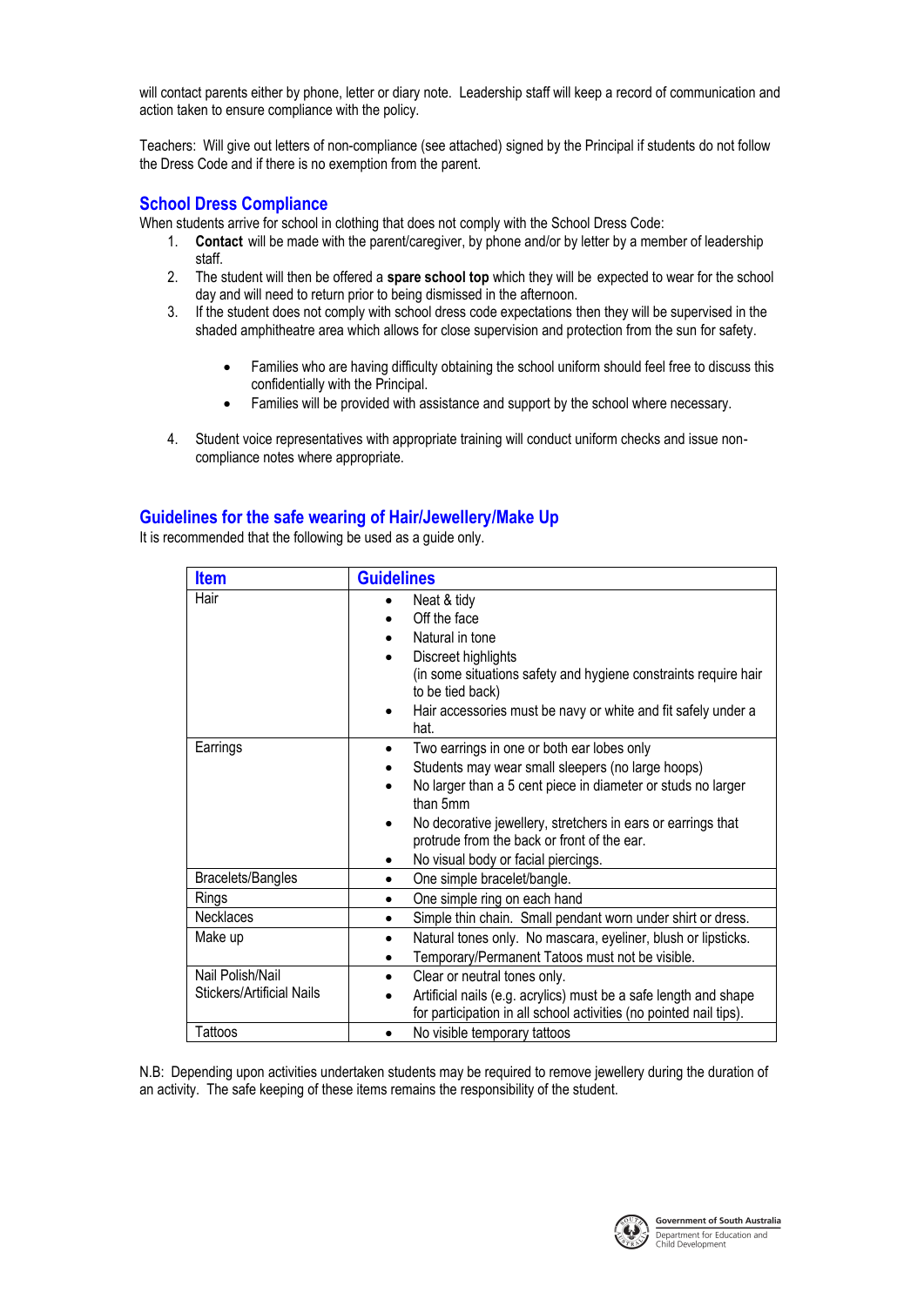will contact parents either by phone, letter or diary note. Leadership staff will keep a record of communication and action taken to ensure compliance with the policy.

Teachers: Will give out letters of non-compliance (see attached) signed by the Principal if students do not follow the Dress Code and if there is no exemption from the parent.

## School Dress Compliance

When students arrive for school in clothing that does not comply with the School Dress Code:

1. **Contact** will be made with the parent/caregiver, by phone and/or by letter by a member of leadership staff.
2. The student will then be offered a **spare school top** which they will be expected to wear for the school day and will need to return prior to being dismissed in the afternoon.
3. If the student does not comply with school dress code expectations then they will be supervised in the shaded amphitheatre area which allows for close supervision and protection from the sun for safety.

    - Families who are having difficulty obtaining the school uniform should feel free to discuss this confidentially with the Principal.
    - Families will be provided with assistance and support by the school where necessary.

4. Student voice representatives with appropriate training will conduct uniform checks and issue non-compliance notes where appropriate.

## Guidelines for the safe wearing of Hair/Jewellery/Make Up

It is recommended that the following be used as a guide only.

| Item | Guidelines |
|---|---|
| Hair | • Neat & tidy<br>• Off the face<br>• Natural in tone<br>• Discreet highlights<br>(in some situations safety and hygiene constraints require hair to be tied back)<br>• Hair accessories must be navy or white and fit safely under a hat. |
| Earrings | • Two earrings in one or both ear lobes only<br>• Students may wear small sleepers (no large hoops)<br>• No larger than a 5 cent piece in diameter or studs no larger than 5mm<br>• No decorative jewellery, stretchers in ears or earrings that protrude from the back or front of the ear.<br>• No visual body or facial piercings. |
| Bracelets/Bangles | • One simple bracelet/bangle. |
| Rings | • One simple ring on each hand |
| Necklaces | • Simple thin chain. Small pendant worn under shirt or dress. |
| Make up | • Natural tones only. No mascara, eyeliner, blush or lipsticks.<br>• Temporary/Permanent Tatoos must not be visible. |
| Nail Polish/Nail Stickers/Artificial Nails | • Clear or neutral tones only.<br>• Artificial nails (e.g. acrylics) must be a safe length and shape for participation in all school activities (no pointed nail tips). |
| Tattoos | • No visible temporary tattoos |

N.B: Depending upon activities undertaken students may be required to remove jewellery during the duration of an activity. The safe keeping of these items remains the responsibility of the student.